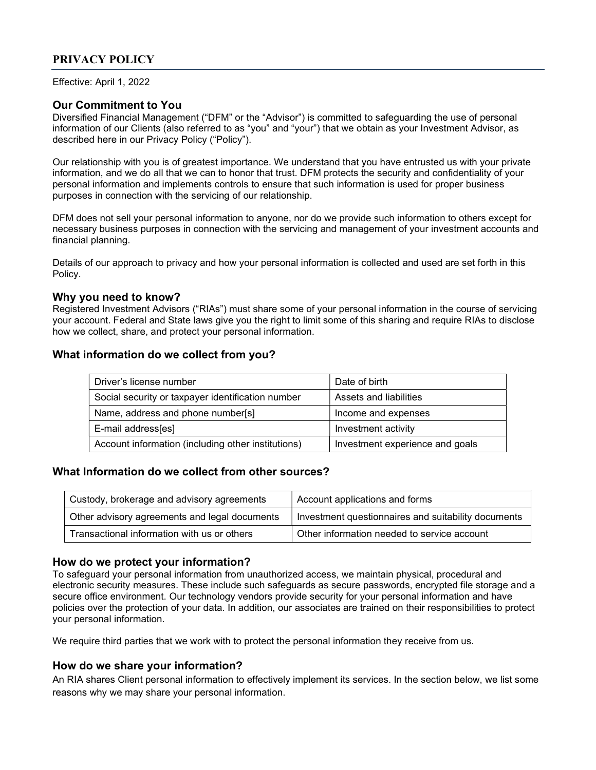# PRIVACY POLICY

Effective: April 1, 2022

## Our Commitment to You

Diversified Financial Management ("DFM" or the "Advisor") is committed to safeguarding the use of personal information of our Clients (also referred to as "you" and "your") that we obtain as your Investment Advisor, as described here in our Privacy Policy ("Policy").

Our relationship with you is of greatest importance. We understand that you have entrusted us with your private information, and we do all that we can to honor that trust. DFM protects the security and confidentiality of your personal information and implements controls to ensure that such information is used for proper business purposes in connection with the servicing of our relationship.

DFM does not sell your personal information to anyone, nor do we provide such information to others except for necessary business purposes in connection with the servicing and management of your investment accounts and financial planning.

Details of our approach to privacy and how your personal information is collected and used are set forth in this Policy.

## Why you need to know?

Registered Investment Advisors ("RIAs") must share some of your personal information in the course of servicing your account. Federal and State laws give you the right to limit some of this sharing and require RIAs to disclose how we collect, share, and protect your personal information.

## What information do we collect from you?

| | |
|---|---|
| Driver's license number | Date of birth |
| Social security or taxpayer identification number | Assets and liabilities |
| Name, address and phone number[s] | Income and expenses |
| E-mail address[es] | Investment activity |
| Account information (including other institutions) | Investment experience and goals |

## What Information do we collect from other sources?

| | |
|---|---|
| Custody, brokerage and advisory agreements | Account applications and forms |
| Other advisory agreements and legal documents | Investment questionnaires and suitability documents |
| Transactional information with us or others | Other information needed to service account |

## How do we protect your information?

To safeguard your personal information from unauthorized access, we maintain physical, procedural and electronic security measures. These include such safeguards as secure passwords, encrypted file storage and a secure office environment. Our technology vendors provide security for your personal information and have policies over the protection of your data. In addition, our associates are trained on their responsibilities to protect your personal information.

We require third parties that we work with to protect the personal information they receive from us.

## How do we share your information?

An RIA shares Client personal information to effectively implement its services. In the section below, we list some reasons why we may share your personal information.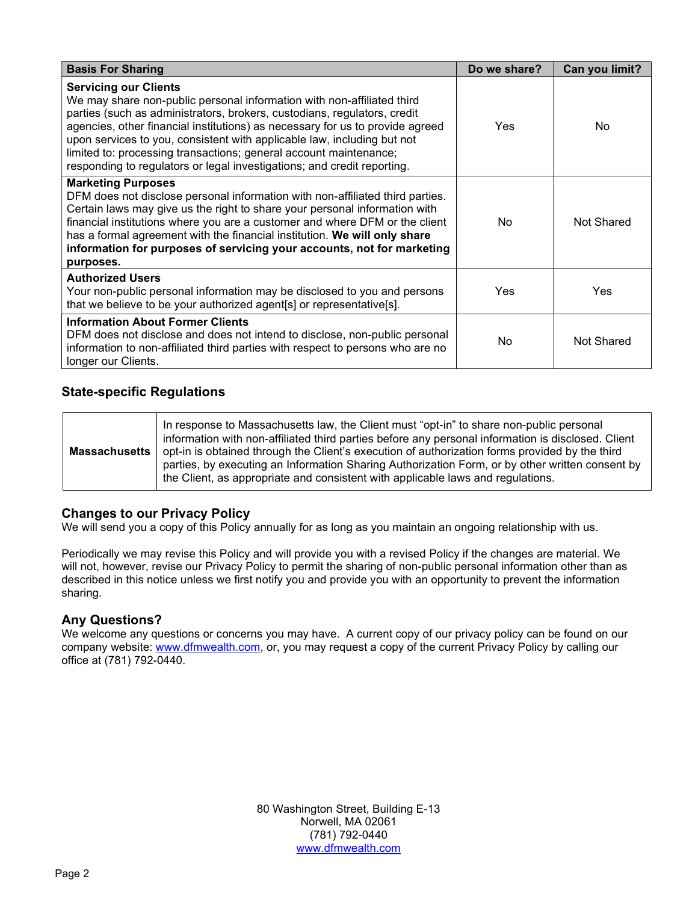| Basis For Sharing | Do we share? | Can you limit? |
|---|---|---|
| **Servicing our Clients**<br>We may share non-public personal information with non-affiliated third parties (such as administrators, brokers, custodians, regulators, credit agencies, other financial institutions) as necessary for us to provide agreed upon services to you, consistent with applicable law, including but not limited to: processing transactions; general account maintenance; responding to regulators or legal investigations; and credit reporting. | Yes | No |
| **Marketing Purposes**<br>DFM does not disclose personal information with non-affiliated third parties. Certain laws may give us the right to share your personal information with financial institutions where you are a customer and where DFM or the client has a formal agreement with the financial institution. **We will only share information for purposes of servicing your accounts, not for marketing purposes.** | No | Not Shared |
| **Authorized Users**<br>Your non-public personal information may be disclosed to you and persons that we believe to be your authorized agent[s] or representative[s]. | Yes | Yes |
| **Information About Former Clients**<br>DFM does not disclose and does not intend to disclose, non-public personal information to non-affiliated third parties with respect to persons who are no longer our Clients. | No | Not Shared |

## State-specific Regulations

| | |
|---|---|
| **Massachusetts** | In response to Massachusetts law, the Client must "opt-in" to share non-public personal information with non-affiliated third parties before any personal information is disclosed. Client opt-in is obtained through the Client's execution of authorization forms provided by the third parties, by executing an Information Sharing Authorization Form, or by other written consent by the Client, as appropriate and consistent with applicable laws and regulations. |

## Changes to our Privacy Policy

We will send you a copy of this Policy annually for as long as you maintain an ongoing relationship with us.

Periodically we may revise this Policy and will provide you with a revised Policy if the changes are material. We will not, however, revise our Privacy Policy to permit the sharing of non-public personal information other than as described in this notice unless we first notify you and provide you with an opportunity to prevent the information sharing.

## Any Questions?

We welcome any questions or concerns you may have. A current copy of our privacy policy can be found on our company website: www.dfmwealth.com, or, you may request a copy of the current Privacy Policy by calling our office at (781) 792-0440.

80 Washington Street, Building E-13
Norwell, MA 02061
(781) 792-0440
www.dfmwealth.com